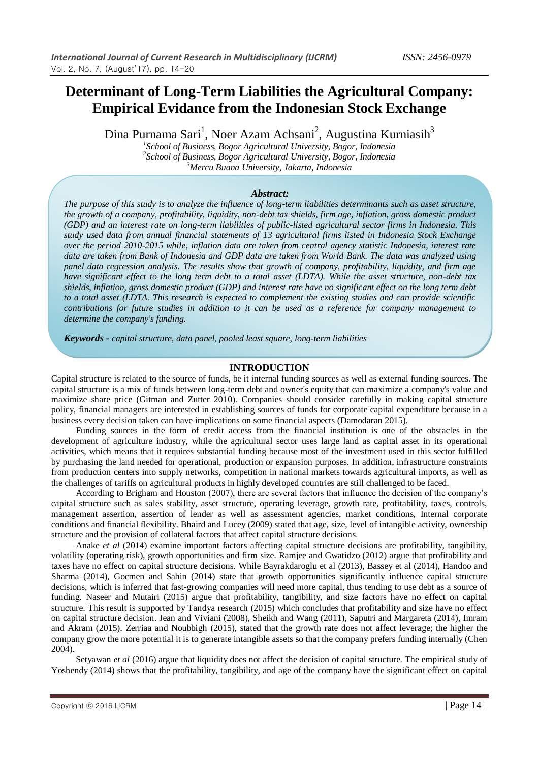# Determinant of Long-Term Liabilities the Agricultural Company: Empirical Evidance from the Indonesian Stock Exchange

Dina Purnama Sari[1], Noer Azam Achsani[2], Augustina Kurniasih[3]

[1]*School of Business, Bogor Agricultural University, Bogor, Indonesia*
[2]*School of Business, Bogor Agricultural University, Bogor, Indonesia*
[3]*Mercu Buana University, Jakarta, Indonesia*

***Abstract:***

*The purpose of this study is to analyze the influence of long-term liabilities determinants such as asset structure, the growth of a company, profitability, liquidity, non-debt tax shields, firm age, inflation, gross domestic product (GDP) and an interest rate on long-term liabilities of public-listed agricultural sector firms in Indonesia. This study used data from annual financial statements of 13 agricultural firms listed in Indonesia Stock Exchange over the period 2010-2015 while, inflation data are taken from central agency statistic Indonesia, interest rate data are taken from Bank of Indonesia and GDP data are taken from World Bank. The data was analyzed using panel data regression analysis. The results show that growth of company, profitability, liquidity, and firm age have significant effect to the long term debt to a total asset (LDTA). While the asset structure, non-debt tax shields, inflation, gross domestic product (GDP) and interest rate have no significant effect on the long term debt to a total asset (LDTA. This research is expected to complement the existing studies and can provide scientific contributions for future studies in addition to it can be used as a reference for company management to determine the company's funding.*

***Keywords -*** *capital structure, data panel, pooled least square, long-term liabilities*

## INTRODUCTION

Capital structure is related to the source of funds, be it internal funding sources as well as external funding sources. The capital structure is a mix of funds between long-term debt and owner's equity that can maximize a company's value and maximize share price (Gitman and Zutter 2010). Companies should consider carefully in making capital structure policy, financial managers are interested in establishing sources of funds for corporate capital expenditure because in a business every decision taken can have implications on some financial aspects (Damodaran 2015).

Funding sources in the form of credit access from the financial institution is one of the obstacles in the development of agriculture industry, while the agricultural sector uses large land as capital asset in its operational activities, which means that it requires substantial funding because most of the investment used in this sector fulfilled by purchasing the land needed for operational, production or expansion purposes. In addition, infrastructure constraints from production centers into supply networks, competition in national markets towards agricultural imports, as well as the challenges of tariffs on agricultural products in highly developed countries are still challenged to be faced.

According to Brigham and Houston (2007), there are several factors that influence the decision of the company's capital structure such as sales stability, asset structure, operating leverage, growth rate, profitability, taxes, controls, management assertion, assertion of lender as well as assessment agencies, market conditions, Internal corporate conditions and financial flexibility. Bhaird and Lucey (2009) stated that age, size, level of intangible activity, ownership structure and the provision of collateral factors that affect capital structure decisions.

Anake *et al* (2014) examine important factors affecting capital structure decisions are profitability, tangibility, volatility (operating risk), growth opportunities and firm size. Ramjee and Gwatidzo (2012) argue that profitability and taxes have no effect on capital structure decisions. While Bayrakdaroglu et al (2013), Bassey et al (2014), Handoo and Sharma (2014), Gocmen and Sahin (2014) state that growth opportunities significantly influence capital structure decisions, which is inferred that fast-growing companies will need more capital, thus tending to use debt as a source of funding. Naseer and Mutairi (2015) argue that profitability, tangibility, and size factors have no effect on capital structure. This result is supported by Tandya research (2015) which concludes that profitability and size have no effect on capital structure decision. Jean and Viviani (2008), Sheikh and Wang (2011), Saputri and Margareta (2014), Imram and Akram (2015), Zerriaa and Noubbigh (2015), stated that the growth rate does not affect leverage; the higher the company grow the more potential it is to generate intangible assets so that the company prefers funding internally (Chen 2004).

Setyawan *et al* (2016) argue that liquidity does not affect the decision of capital structure. The empirical study of Yoshendy (2014) shows that the profitability, tangibility, and age of the company have the significant effect on capital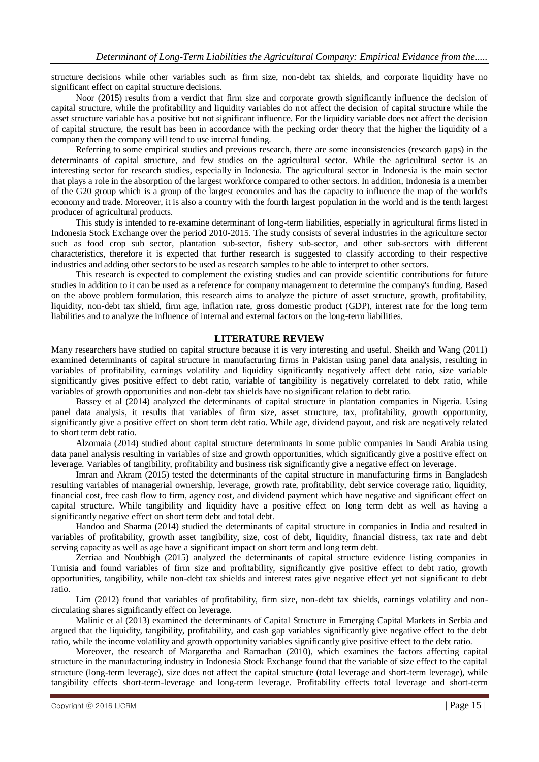structure decisions while other variables such as firm size, non-debt tax shields, and corporate liquidity have no significant effect on capital structure decisions.

Noor (2015) results from a verdict that firm size and corporate growth significantly influence the decision of capital structure, while the profitability and liquidity variables do not affect the decision of capital structure while the asset structure variable has a positive but not significant influence. For the liquidity variable does not affect the decision of capital structure, the result has been in accordance with the pecking order theory that the higher the liquidity of a company then the company will tend to use internal funding.

Referring to some empirical studies and previous research, there are some inconsistencies (research gaps) in the determinants of capital structure, and few studies on the agricultural sector. While the agricultural sector is an interesting sector for research studies, especially in Indonesia. The agricultural sector in Indonesia is the main sector that plays a role in the absorption of the largest workforce compared to other sectors. In addition, Indonesia is a member of the G20 group which is a group of the largest economies and has the capacity to influence the map of the world's economy and trade. Moreover, it is also a country with the fourth largest population in the world and is the tenth largest producer of agricultural products.

This study is intended to re-examine determinant of long-term liabilities, especially in agricultural firms listed in Indonesia Stock Exchange over the period 2010-2015. The study consists of several industries in the agriculture sector such as food crop sub sector, plantation sub-sector, fishery sub-sector, and other sub-sectors with different characteristics, therefore it is expected that further research is suggested to classify according to their respective industries and adding other sectors to be used as research samples to be able to interpret to other sectors.

This research is expected to complement the existing studies and can provide scientific contributions for future studies in addition to it can be used as a reference for company management to determine the company's funding. Based on the above problem formulation, this research aims to analyze the picture of asset structure, growth, profitability, liquidity, non-debt tax shield, firm age, inflation rate, gross domestic product (GDP), interest rate for the long term liabilities and to analyze the influence of internal and external factors on the long-term liabilities.

## LITERATURE REVIEW

Many researchers have studied on capital structure because it is very interesting and useful. Sheikh and Wang (2011) examined determinants of capital structure in manufacturing firms in Pakistan using panel data analysis, resulting in variables of profitability, earnings volatility and liquidity significantly negatively affect debt ratio, size variable significantly gives positive effect to debt ratio, variable of tangibility is negatively correlated to debt ratio, while variables of growth opportunities and non-debt tax shields have no significant relation to debt ratio.

Bassey et al (2014) analyzed the determinants of capital structure in plantation companies in Nigeria. Using panel data analysis, it results that variables of firm size, asset structure, tax, profitability, growth opportunity, significantly give a positive effect on short term debt ratio. While age, dividend payout, and risk are negatively related to short term debt ratio.

Alzomaia (2014) studied about capital structure determinants in some public companies in Saudi Arabia using data panel analysis resulting in variables of size and growth opportunities, which significantly give a positive effect on leverage. Variables of tangibility, profitability and business risk significantly give a negative effect on leverage.

Imran and Akram (2015) tested the determinants of the capital structure in manufacturing firms in Bangladesh resulting variables of managerial ownership, leverage, growth rate, profitability, debt service coverage ratio, liquidity, financial cost, free cash flow to firm, agency cost, and dividend payment which have negative and significant effect on capital structure. While tangibility and liquidity have a positive effect on long term debt as well as having a significantly negative effect on short term debt and total debt.

Handoo and Sharma (2014) studied the determinants of capital structure in companies in India and resulted in variables of profitability, growth asset tangibility, size, cost of debt, liquidity, financial distress, tax rate and debt serving capacity as well as age have a significant impact on short term and long term debt.

Zerriaa and Noubbigh (2015) analyzed the determinants of capital structure evidence listing companies in Tunisia and found variables of firm size and profitability, significantly give positive effect to debt ratio, growth opportunities, tangibility, while non-debt tax shields and interest rates give negative effect yet not significant to debt ratio.

Lim (2012) found that variables of profitability, firm size, non-debt tax shields, earnings volatility and non-circulating shares significantly effect on leverage.

Malinic et al (2013) examined the determinants of Capital Structure in Emerging Capital Markets in Serbia and argued that the liquidity, tangibility, profitability, and cash gap variables significantly give negative effect to the debt ratio, while the income volatility and growth opportunity variables significantly give positive effect to the debt ratio.

Moreover, the research of Margaretha and Ramadhan (2010), which examines the factors affecting capital structure in the manufacturing industry in Indonesia Stock Exchange found that the variable of size effect to the capital structure (long-term leverage), size does not affect the capital structure (total leverage and short-term leverage), while tangibility effects short-term-leverage and long-term leverage. Profitability effects total leverage and short-term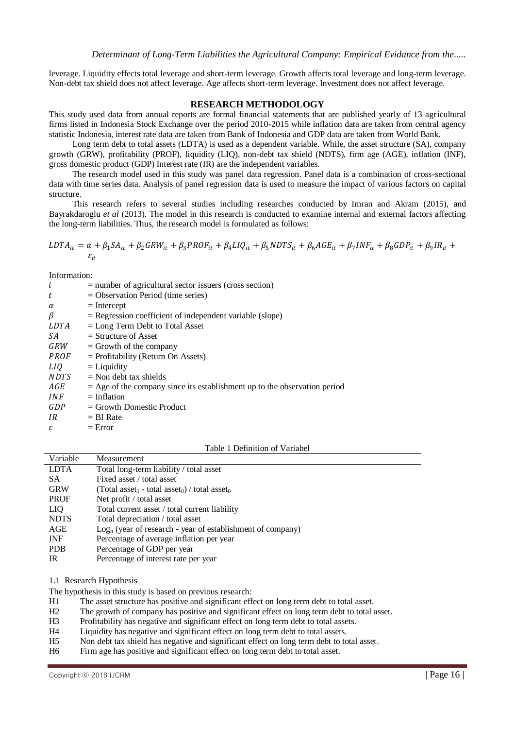leverage. Liquidity effects total leverage and short-term leverage. Growth affects total leverage and long-term leverage. Non-debt tax shield does not affect leverage. Age affects short-term leverage. Investment does not affect leverage.

## RESEARCH METHODOLOGY

This study used data from annual reports are formal financial statements that are published yearly of 13 agricultural firms listed in Indonesia Stock Exchange over the period 2010-2015 while inflation data are taken from central agency statistic Indonesia, interest rate data are taken from Bank of Indonesia and GDP data are taken from World Bank.

Long term debt to total assets (LDTA) is used as a dependent variable. While, the asset structure (SA), company growth (GRW), profitability (PROF), liquidity (LIQ), non-debt tax shield (NDTS), firm age (AGE), inflation (INF), gross domestic product (GDP) Interest rate (IR) are the independent variables.

The research model used in this study was panel data regression. Panel data is a combination of cross-sectional data with time series data. Analysis of panel regression data is used to measure the impact of various factors on capital structure.

This research refers to several studies including researches conducted by Imran and Akram (2015), and Bayrakdaroglu *et al* (2013). The model in this research is conducted to examine internal and external factors affecting the long-term liabilities. Thus, the research model is formulated as follows:

$$LDTA_{it} = \alpha + \beta_1 SA_{it} + \beta_2 GRW_{it} + \beta_3 PROF_{it} + \beta_4 LIQ_{it} + \beta_5 NDTS_{it} + \beta_6 AGE_{it} + \beta_7 INF_{it} + \beta_8 GDP_{it} + \beta_9 IR_{it} + \varepsilon_{it}$$

Information:

- $i$ = number of agricultural sector issuers (cross section)
- $t$ = Observation Period (time series)
- $\alpha$ = Intercept
- $\beta$ = Regression coefficient of independent variable (slope)
- $LDTA$ = Long Term Debt to Total Asset
- $SA$ = Structure of Asset
- $GRW$ = Growth of the company
- $PROF$ = Profitability (Return On Assets)
- $LIQ$ = Liquidity
- $NDTS$ = Non debt tax shields
- $AGE$ = Age of the company since its establishment up to the observation period
- $INF$ = Inflation
- $GDP$ = Growth Domestic Product
- $IR$ = BI Rate
- $\varepsilon$ = Error

Table 1 Definition of Variabel

| Variable | Measurement |
|---|---|
| LDTA | Total long-term liability / total asset |
| SA | Fixed asset / total asset |
| GRW | (Total $asset_1$ - total $asset_0$) / total $asset_0$ |
| PROF | Net profit / total asset |
| LIQ | Total current asset / total current liability |
| NDTS | Total depreciation / total asset |
| AGE | $Log_n$ (year of research - year of establishment of company) |
| INF | Percentage of average inflation per year |
| PDB | Percentage of GDP per year |
| IR | Percentage of interest rate per year |

### 1.1 Research Hypothesis

The hypothesis in this study is based on previous research:

- H1 The asset structure has positive and significant effect on long term debt to total asset.
- H2 The growth of company has positive and significant effect on long term debt to total asset.
- H3 Profitability has negative and significant effect on long term debt to total assets.
- H4 Liquidity has negative and significant effect on long term debt to total assets.
- H5 Non debt tax shield has negative and significant effect on long term debt to total asset.
- H6 Firm age has positive and significant effect on long term debt to total asset.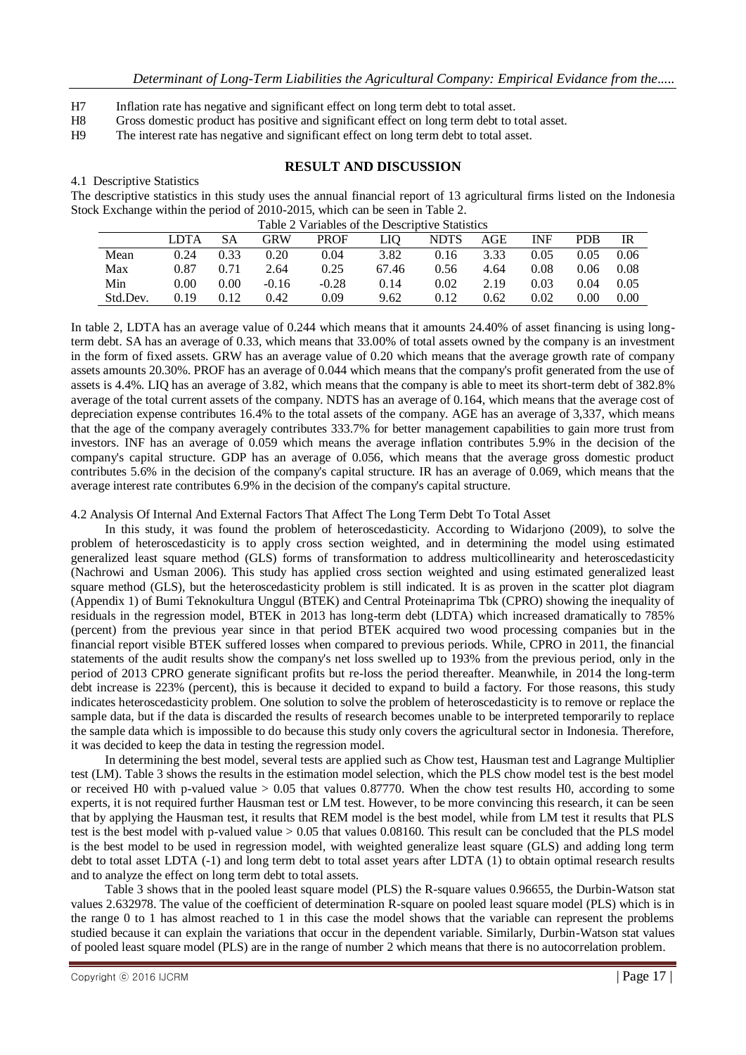H7 Inflation rate has negative and significant effect on long term debt to total asset.
H8 Gross domestic product has positive and significant effect on long term debt to total asset.
H9 The interest rate has negative and significant effect on long term debt to total asset.

## RESULT AND DISCUSSION

### 4.1 Descriptive Statistics

The descriptive statistics in this study uses the annual financial report of 13 agricultural firms listed on the Indonesia Stock Exchange within the period of 2010-2015, which can be seen in Table 2.

Table 2 Variables of the Descriptive Statistics

| | LDTA | SA | GRW | PROF | LIQ | NDTS | AGE | INF | PDB | IR |
|---|---|---|---|---|---|---|---|---|---|---|
| Mean | 0.24 | 0.33 | 0.20 | 0.04 | 3.82 | 0.16 | 3.33 | 0.05 | 0.05 | 0.06 |
| Max | 0.87 | 0.71 | 2.64 | 0.25 | 67.46 | 0.56 | 4.64 | 0.08 | 0.06 | 0.08 |
| Min | 0.00 | 0.00 | -0.16 | -0.28 | 0.14 | 0.02 | 2.19 | 0.03 | 0.04 | 0.05 |
| Std.Dev. | 0.19 | 0.12 | 0.42 | 0.09 | 9.62 | 0.12 | 0.62 | 0.02 | 0.00 | 0.00 |

In table 2, LDTA has an average value of 0.244 which means that it amounts 24.40% of asset financing is using long-term debt. SA has an average of 0.33, which means that 33.00% of total assets owned by the company is an investment in the form of fixed assets. GRW has an average value of 0.20 which means that the average growth rate of company assets amounts 20.30%. PROF has an average of 0.044 which means that the company's profit generated from the use of assets is 4.4%. LIQ has an average of 3.82, which means that the company is able to meet its short-term debt of 382.8% average of the total current assets of the company. NDTS has an average of 0.164, which means that the average cost of depreciation expense contributes 16.4% to the total assets of the company. AGE has an average of 3,337, which means that the age of the company averagely contributes 333.7% for better management capabilities to gain more trust from investors. INF has an average of 0.059 which means the average inflation contributes 5.9% in the decision of the company's capital structure. GDP has an average of 0.056, which means that the average gross domestic product contributes 5.6% in the decision of the company's capital structure. IR has an average of 0.069, which means that the average interest rate contributes 6.9% in the decision of the company's capital structure.

### 4.2 Analysis Of Internal And External Factors That Affect The Long Term Debt To Total Asset

In this study, it was found the problem of heteroscedasticity. According to Widarjono (2009), to solve the problem of heteroscedasticity is to apply cross section weighted, and in determining the model using estimated generalized least square method (GLS) forms of transformation to address multicollinearity and heteroscedasticity (Nachrowi and Usman 2006). This study has applied cross section weighted and using estimated generalized least square method (GLS), but the heteroscedasticity problem is still indicated. It is as proven in the scatter plot diagram (Appendix 1) of Bumi Teknokultura Unggul (BTEK) and Central Proteinaprima Tbk (CPRO) showing the inequality of residuals in the regression model, BTEK in 2013 has long-term debt (LDTA) which increased dramatically to 785% (percent) from the previous year since in that period BTEK acquired two wood processing companies but in the financial report visible BTEK suffered losses when compared to previous periods. While, CPRO in 2011, the financial statements of the audit results show the company's net loss swelled up to 193% from the previous period, only in the period of 2013 CPRO generate significant profits but re-loss the period thereafter. Meanwhile, in 2014 the long-term debt increase is 223% (percent), this is because it decided to expand to build a factory. For those reasons, this study indicates heteroscedasticity problem. One solution to solve the problem of heteroscedasticity is to remove or replace the sample data, but if the data is discarded the results of research becomes unable to be interpreted temporarily to replace the sample data which is impossible to do because this study only covers the agricultural sector in Indonesia. Therefore, it was decided to keep the data in testing the regression model.

In determining the best model, several tests are applied such as Chow test, Hausman test and Lagrange Multiplier test (LM). Table 3 shows the results in the estimation model selection, which the PLS chow model test is the best model or received H0 with p-valued value > 0.05 that values 0.87770. When the chow test results H0, according to some experts, it is not required further Hausman test or LM test. However, to be more convincing this research, it can be seen that by applying the Hausman test, it results that REM model is the best model, while from LM test it results that PLS test is the best model with p-valued value > 0.05 that values 0.08160. This result can be concluded that the PLS model is the best model to be used in regression model, with weighted generalize least square (GLS) and adding long term debt to total asset LDTA (-1) and long term debt to total asset years after LDTA (1) to obtain optimal research results and to analyze the effect on long term debt to total assets.

Table 3 shows that in the pooled least square model (PLS) the R-square values 0.96655, the Durbin-Watson stat values 2.632978. The value of the coefficient of determination R-square on pooled least square model (PLS) which is in the range 0 to 1 has almost reached to 1 in this case the model shows that the variable can represent the problems studied because it can explain the variations that occur in the dependent variable. Similarly, Durbin-Watson stat values of pooled least square model (PLS) are in the range of number 2 which means that there is no autocorrelation problem.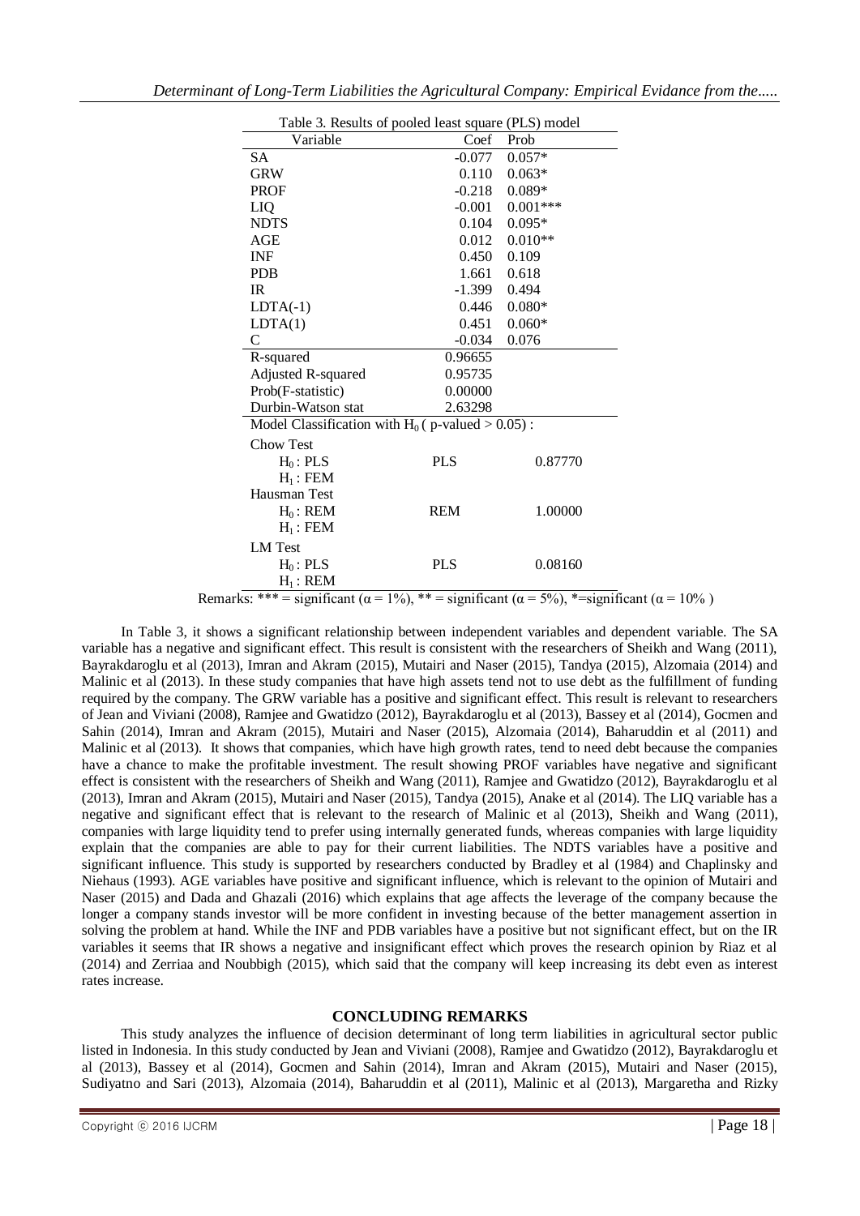Table 3. Results of pooled least square (PLS) model

| Variable | Coef | Prob |
|---|---|---|
| SA | -0.077 | 0.057* |
| GRW | 0.110 | 0.063* |
| PROF | -0.218 | 0.089* |
| LIQ | -0.001 | 0.001*** |
| NDTS | 0.104 | 0.095* |
| AGE | 0.012 | 0.010** |
| INF | 0.450 | 0.109 |
| PDB | 1.661 | 0.618 |
| IR | -1.399 | 0.494 |
| LDTA(-1) | 0.446 | 0.080* |
| LDTA(1) | 0.451 | 0.060* |
| C | -0.034 | 0.076 |
| R-squared | 0.96655 | |
| Adjusted R-squared | 0.95735 | |
| Prob(F-statistic) | 0.00000 | |
| Durbin-Watson stat | 2.63298 | |
| Model Classification with $H_0$ ( p-valued > 0.05) : | | |
| Chow Test | | |
| $H_0$ : PLS | PLS | 0.87770 |
| $H_1$ : FEM | | |
| Hausman Test | | |
| $H_0$ : REM | REM | 1.00000 |
| $H_1$ : FEM | | |
| LM Test | | |
| $H_0$ : PLS | PLS | 0.08160 |
| $H_1$ : REM | | |

Remarks: *** = significant ($\alpha = 1\%$), ** = significant ($\alpha = 5\%$), *=significant ($\alpha = 10\%$ )

In Table 3, it shows a significant relationship between independent variables and dependent variable. The SA variable has a negative and significant effect. This result is consistent with the researchers of Sheikh and Wang (2011), Bayrakdaroglu et al (2013), Imran and Akram (2015), Mutairi and Naser (2015), Tandya (2015), Alzomaia (2014) and Malinic et al (2013). In these study companies that have high assets tend not to use debt as the fulfillment of funding required by the company. The GRW variable has a positive and significant effect. This result is relevant to researchers of Jean and Viviani (2008), Ramjee and Gwatidzo (2012), Bayrakdaroglu et al (2013), Bassey et al (2014), Gocmen and Sahin (2014), Imran and Akram (2015), Mutairi and Naser (2015), Alzomaia (2014), Baharuddin et al (2011) and Malinic et al (2013). It shows that companies, which have high growth rates, tend to need debt because the companies have a chance to make the profitable investment. The result showing PROF variables have negative and significant effect is consistent with the researchers of Sheikh and Wang (2011), Ramjee and Gwatidzo (2012), Bayrakdaroglu et al (2013), Imran and Akram (2015), Mutairi and Naser (2015), Tandya (2015), Anake et al (2014). The LIQ variable has a negative and significant effect that is relevant to the research of Malinic et al (2013), Sheikh and Wang (2011), companies with large liquidity tend to prefer using internally generated funds, whereas companies with large liquidity explain that the companies are able to pay for their current liabilities. The NDTS variables have a positive and significant influence. This study is supported by researchers conducted by Bradley et al (1984) and Chaplinsky and Niehaus (1993). AGE variables have positive and significant influence, which is relevant to the opinion of Mutairi and Naser (2015) and Dada and Ghazali (2016) which explains that age affects the leverage of the company because the longer a company stands investor will be more confident in investing because of the better management assertion in solving the problem at hand. While the INF and PDB variables have a positive but not significant effect, but on the IR variables it seems that IR shows a negative and insignificant effect which proves the research opinion by Riaz et al (2014) and Zerriaa and Noubbigh (2015), which said that the company will keep increasing its debt even as interest rates increase.

## CONCLUDING REMARKS

This study analyzes the influence of decision determinant of long term liabilities in agricultural sector public listed in Indonesia. In this study conducted by Jean and Viviani (2008), Ramjee and Gwatidzo (2012), Bayrakdaroglu et al (2013), Bassey et al (2014), Gocmen and Sahin (2014), Imran and Akram (2015), Mutairi and Naser (2015), Sudiyatno and Sari (2013), Alzomaia (2014), Baharuddin et al (2011), Malinic et al (2013), Margaretha and Rizky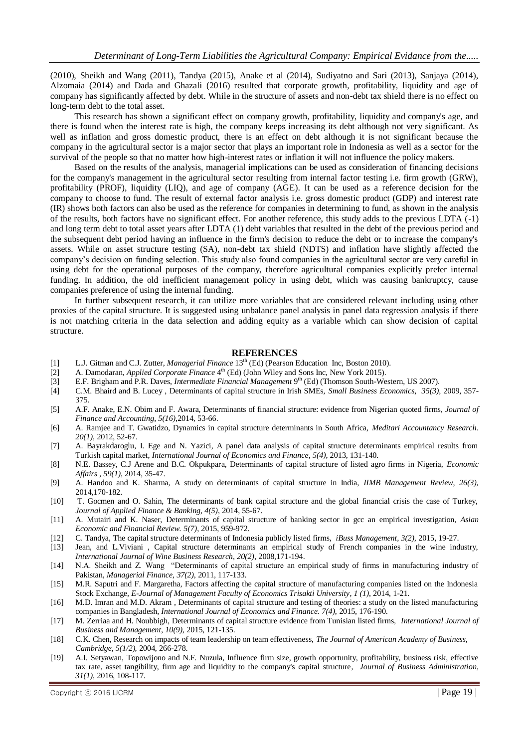(2010), Sheikh and Wang (2011), Tandya (2015), Anake et al (2014), Sudiyatno and Sari (2013), Sanjaya (2014), Alzomaia (2014) and Dada and Ghazali (2016) resulted that corporate growth, profitability, liquidity and age of company has significantly affected by debt. While in the structure of assets and non-debt tax shield there is no effect on long-term debt to the total asset.

This research has shown a significant effect on company growth, profitability, liquidity and company's age, and there is found when the interest rate is high, the company keeps increasing its debt although not very significant. As well as inflation and gross domestic product, there is an effect on debt although it is not significant because the company in the agricultural sector is a major sector that plays an important role in Indonesia as well as a sector for the survival of the people so that no matter how high-interest rates or inflation it will not influence the policy makers.

Based on the results of the analysis, managerial implications can be used as consideration of financing decisions for the company's management in the agricultural sector resulting from internal factor testing i.e. firm growth (GRW), profitability (PROF), liquidity (LIQ), and age of company (AGE). It can be used as a reference decision for the company to choose to fund. The result of external factor analysis i.e. gross domestic product (GDP) and interest rate (IR) shows both factors can also be used as the reference for companies in determining to fund, as shown in the analysis of the results, both factors have no significant effect. For another reference, this study adds to the previous LDTA (-1) and long term debt to total asset years after LDTA (1) debt variables that resulted in the debt of the previous period and the subsequent debt period having an influence in the firm's decision to reduce the debt or to increase the company's assets. While on asset structure testing (SA), non-debt tax shield (NDTS) and inflation have slightly affected the company's decision on funding selection. This study also found companies in the agricultural sector are very careful in using debt for the operational purposes of the company, therefore agricultural companies explicitly prefer internal funding. In addition, the old inefficient management policy in using debt, which was causing bankruptcy, cause companies preference of using the internal funding.

In further subsequent research, it can utilize more variables that are considered relevant including using other proxies of the capital structure. It is suggested using unbalance panel analysis in panel data regression analysis if there is not matching criteria in the data selection and adding equity as a variable which can show decision of capital structure.

## REFERENCES

[1] L.J. Gitman and C.J. Zutter, *Managerial Finance* 13th (Ed) (Pearson Education Inc, Boston 2010).

[2] A. Damodaran, *Applied Corporate Finance* 4th (Ed) (John Wiley and Sons Inc, New York 2015).

[3] E.F. Brigham and P.R. Daves, *Intermediate Financial Management* 9th (Ed) (Thomson South-Western, US 2007).

[4] C.M. Bhaird and B. Lucey , Determinants of capital structure in Irish SMEs, *Small Business Economics, 35(3)*, 2009, 357-375.

[5] A.F. Anake, E.N. Obim and F. Awara, Determinants of financial structure: evidence from Nigerian quoted firms, *Journal of Finance and Accounting, 5(16)*,2014, 53-66.

[6] A. Ramjee and T. Gwatidzo, Dynamics in capital structure determinants in South Africa, *Meditari Accountancy Research. 20(1)*, 2012, 52-67.

[7] A. Bayrakdaroglu, I. Ege and N. Yazici, A panel data analysis of capital structure determinants empirical results from Turkish capital market, *International Journal of Economics and Finance, 5(4)*, 2013, 131-140.

[8] N.E. Bassey, C.J Arene and B.C. Okpukpara, Determinants of capital structure of listed agro firms in Nigeria, *Economic Affairs , 59(1)*, 2014, 35-47.

[9] A. Handoo and K. Sharma, A study on determinants of capital structure in India, *IIMB Management Review, 26(3)*, 2014,170-182.

[10] T. Gocmen and O. Sahin, The determinants of bank capital structure and the global financial crisis the case of Turkey, *Journal of Applied Finance & Banking, 4(5)*, 2014, 55-67.

[11] A. Mutairi and K. Naser, Determinants of capital structure of banking sector in gcc an empirical investigation, *Asian Economic and Financial Review. 5(7)*, 2015, 959-972.

[12] C. Tandya, The capital structure determinants of Indonesia publicly listed firms, *iBuss Management, 3(2)*, 2015, 19-27.

[13] Jean, and L.Viviani , Capital structure determinants an empirical study of French companies in the wine industry, *International Journal of Wine Business Research, 20(2)*, 2008,171-194.

[14] N.A. Sheikh and Z. Wang "Determinants of capital structure an empirical study of firms in manufacturing industry of Pakistan, *Managerial Finance, 37(2)*, 2011, 117-133.

[15] M.R. Saputri and F. Margaretha, Factors affecting the capital structure of manufacturing companies listed on the Indonesia Stock Exchange, *E-Journal of Management Faculty of Economics Trisakti University, 1 (1)*, 2014, 1-21.

[16] M.D. Imran and M.D. Akram , Determinants of capital structure and testing of theories: a study on the listed manufacturing companies in Bangladesh, *International Journal of Economics and Finance. 7(4)*, 2015, 176-190.

[17] M. Zerriaa and H. Noubbigh, Determinants of capital structure evidence from Tunisian listed firms, *International Journal of Business and Management, 10(9)*, 2015, 121-135.

[18] C.K. Chen, Research on impacts of team leadership on team effectiveness, *The Journal of American Academy of Business, Cambridge, 5(1/2)*, 2004, 266-278.

[19] A.I. Setyawan, Topowijono and N.F. Nuzula, Influence firm size, growth opportunity, profitability, business risk, effective tax rate, asset tangibility, firm age and liquidity to the company's capital structure, *Journal of Business Administration, 31(1)*, 2016, 108-117.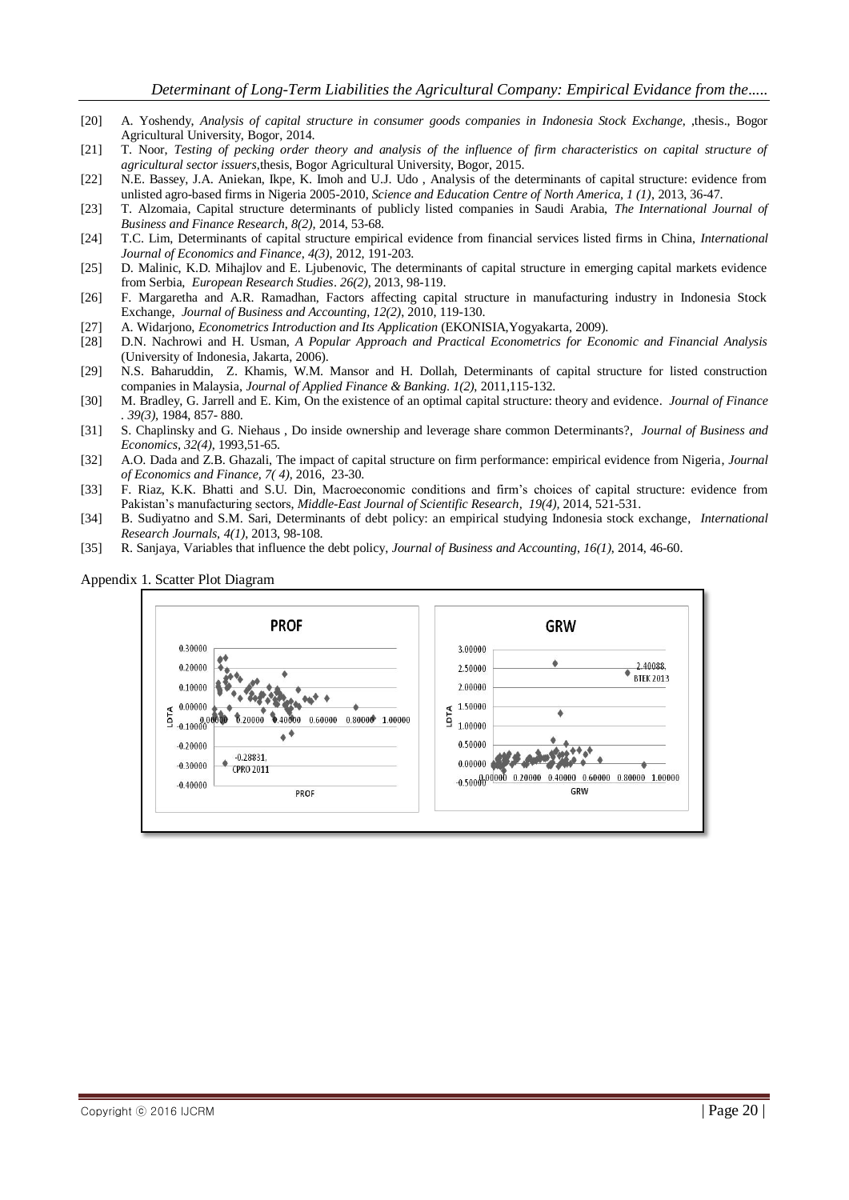[20] A. Yoshendy, *Analysis of capital structure in consumer goods companies in Indonesia Stock Exchange*, ,thesis., Bogor Agricultural University, Bogor, 2014.

[21] T. Noor, *Testing of pecking order theory and analysis of the influence of firm characteristics on capital structure of agricultural sector issuers*,thesis, Bogor Agricultural University, Bogor, 2015.

[22] N.E. Bassey, J.A. Aniekan, Ikpe, K. Imoh and U.J. Udo , Analysis of the determinants of capital structure: evidence from unlisted agro-based firms in Nigeria 2005-2010, *Science and Education Centre of North America, 1 (1)*, 2013, 36-47.

[23] T. Alzomaia, Capital structure determinants of publicly listed companies in Saudi Arabia, *The International Journal of Business and Finance Research, 8(2)*, 2014, 53-68.

[24] T.C. Lim, Determinants of capital structure empirical evidence from financial services listed firms in China, *International Journal of Economics and Finance, 4(3)*, 2012, 191-203.

[25] D. Malinic, K.D. Mihajlov and E. Ljubenovic, The determinants of capital structure in emerging capital markets evidence from Serbia, *European Research Studies*. *26(2)*, 2013, 98-119.

[26] F. Margaretha and A.R. Ramadhan, Factors affecting capital structure in manufacturing industry in Indonesia Stock Exchange, *Journal of Business and Accounting, 12(2)*, 2010, 119-130.

[27] A. Widarjono, *Econometrics Introduction and Its Application* (EKONISIA,Yogyakarta, 2009).

[28] D.N. Nachrowi and H. Usman, *A Popular Approach and Practical Econometrics for Economic and Financial Analysis* (University of Indonesia, Jakarta, 2006).

[29] N.S. Baharuddin, Z. Khamis, W.M. Mansor and H. Dollah, Determinants of capital structure for listed construction companies in Malaysia, *Journal of Applied Finance & Banking. 1(2)*, 2011,115-132.

[30] M. Bradley, G. Jarrell and E. Kim, On the existence of an optimal capital structure: theory and evidence. *Journal of Finance . 39(3)*, 1984, 857- 880.

[31] S. Chaplinsky and G. Niehaus , Do inside ownership and leverage share common Determinants?, *Journal of Business and Economics, 32(4)*, 1993,51-65.

[32] A.O. Dada and Z.B. Ghazali, The impact of capital structure on firm performance: empirical evidence from Nigeria, *Journal of Economics and Finance, 7( 4)*, 2016, 23-30.

[33] F. Riaz, K.K. Bhatti and S.U. Din, Macroeconomic conditions and firm's choices of capital structure: evidence from Pakistan's manufacturing sectors, *Middle-East Journal of Scientific Research, 19(4)*, 2014, 521-531.

[34] B. Sudiyatno and S.M. Sari, Determinants of debt policy: an empirical studying Indonesia stock exchange, *International Research Journals, 4(1)*, 2013, 98-108.

[35] R. Sanjaya, Variables that influence the debt policy, *Journal of Business and Accounting, 16(1)*, 2014, 46-60.

Appendix 1. Scatter Plot Diagram

PROF

LDTA

0.30000
0.20000
0.10000
0.00000
-0.10000
-0.20000
-0.30000
-0.40000

0.00000 0.20000 0.40000 0.60000 0.80000 1.00000

-0.28831, CPRO 2011

PROF

GRW

LDTA

3.00000
2.50000
2.00000
1.50000
1.00000
0.50000
0.00000
-0.50000

0.00000 0.20000 0.40000 0.60000 0.80000 1.00000

2.40088, BTEK 2013

GRW